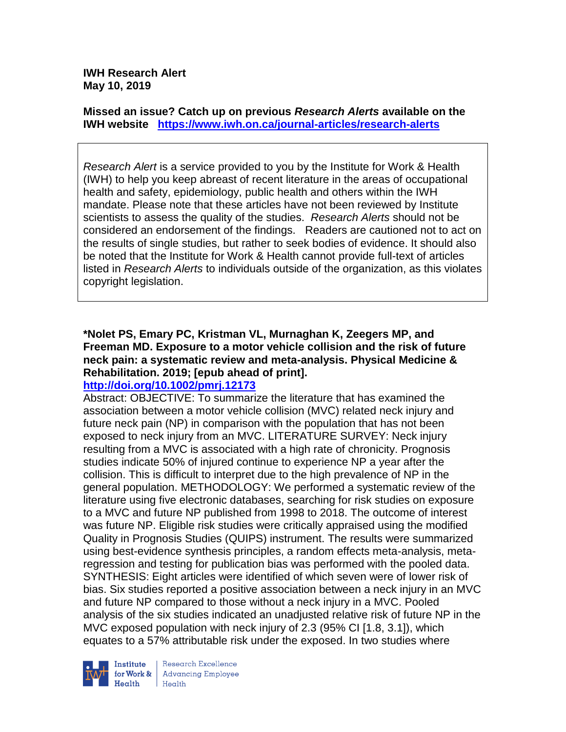**IWH Research Alert**
**May 10, 2019**

**Missed an issue? Catch up on previous *Research Alerts* available on the IWH website [https://www.iwh.on.ca/journal-articles/research-alerts](https://www.iwh.on.ca/journal-articles/research-alerts)**

*Research Alert* is a service provided to you by the Institute for Work & Health (IWH) to help you keep abreast of recent literature in the areas of occupational health and safety, epidemiology, public health and others within the IWH mandate. Please note that these articles have not been reviewed by Institute scientists to assess the quality of the studies. *Research Alerts* should not be considered an endorsement of the findings. Readers are cautioned not to act on the results of single studies, but rather to seek bodies of evidence. It should also be noted that the Institute for Work & Health cannot provide full-text of articles listed in *Research Alerts* to individuals outside of the organization, as this violates copyright legislation.

**\*Nolet PS, Emary PC, Kristman VL, Murnaghan K, Zeegers MP, and Freeman MD. Exposure to a motor vehicle collision and the risk of future neck pain: a systematic review and meta-analysis. Physical Medicine & Rehabilitation. 2019; [epub ahead of print].**
**[http://doi.org/10.1002/pmrj.12173](http://doi.org/10.1002/pmrj.12173)**

Abstract: OBJECTIVE: To summarize the literature that has examined the association between a motor vehicle collision (MVC) related neck injury and future neck pain (NP) in comparison with the population that has not been exposed to neck injury from an MVC. LITERATURE SURVEY: Neck injury resulting from a MVC is associated with a high rate of chronicity. Prognosis studies indicate 50% of injured continue to experience NP a year after the collision. This is difficult to interpret due to the high prevalence of NP in the general population. METHODOLOGY: We performed a systematic review of the literature using five electronic databases, searching for risk studies on exposure to a MVC and future NP published from 1998 to 2018. The outcome of interest was future NP. Eligible risk studies were critically appraised using the modified Quality in Prognosis Studies (QUIPS) instrument. The results were summarized using best-evidence synthesis principles, a random effects meta-analysis, meta-regression and testing for publication bias was performed with the pooled data. SYNTHESIS: Eight articles were identified of which seven were of lower risk of bias. Six studies reported a positive association between a neck injury in an MVC and future NP compared to those without a neck injury in a MVC. Pooled analysis of the six studies indicated an unadjusted relative risk of future NP in the MVC exposed population with neck injury of 2.3 (95% CI [1.8, 3.1]), which equates to a 57% attributable risk under the exposed. In two studies where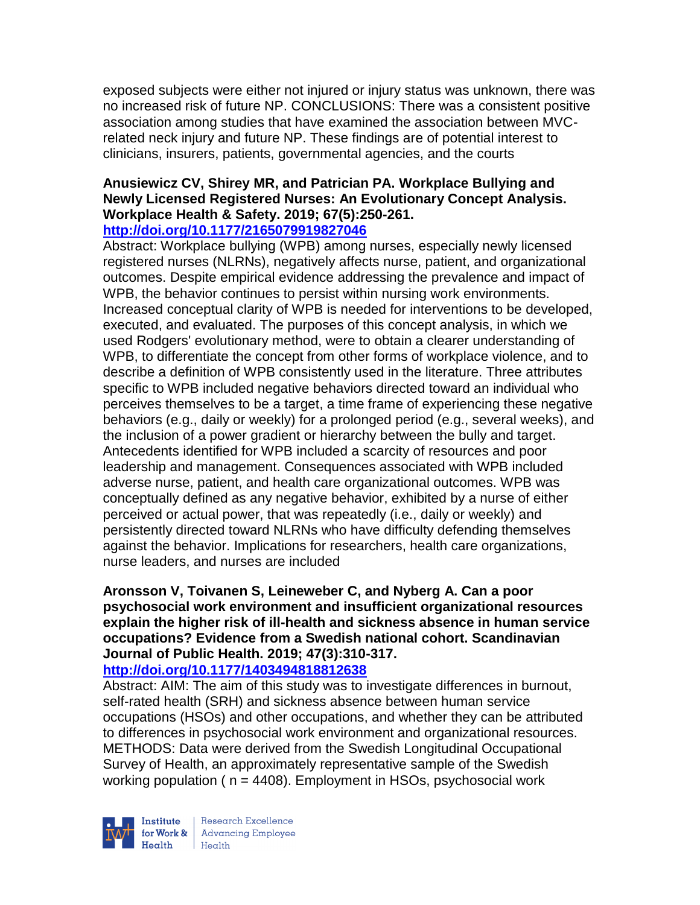exposed subjects were either not injured or injury status was unknown, there was no increased risk of future NP. CONCLUSIONS: There was a consistent positive association among studies that have examined the association between MVC-related neck injury and future NP. These findings are of potential interest to clinicians, insurers, patients, governmental agencies, and the courts

**Anusiewicz CV, Shirey MR, and Patrician PA. Workplace Bullying and Newly Licensed Registered Nurses: An Evolutionary Concept Analysis. Workplace Health & Safety. 2019; 67(5):250-261.**
**http://doi.org/10.1177/2165079919827046**

Abstract: Workplace bullying (WPB) among nurses, especially newly licensed registered nurses (NLRNs), negatively affects nurse, patient, and organizational outcomes. Despite empirical evidence addressing the prevalence and impact of WPB, the behavior continues to persist within nursing work environments. Increased conceptual clarity of WPB is needed for interventions to be developed, executed, and evaluated. The purposes of this concept analysis, in which we used Rodgers' evolutionary method, were to obtain a clearer understanding of WPB, to differentiate the concept from other forms of workplace violence, and to describe a definition of WPB consistently used in the literature. Three attributes specific to WPB included negative behaviors directed toward an individual who perceives themselves to be a target, a time frame of experiencing these negative behaviors (e.g., daily or weekly) for a prolonged period (e.g., several weeks), and the inclusion of a power gradient or hierarchy between the bully and target. Antecedents identified for WPB included a scarcity of resources and poor leadership and management. Consequences associated with WPB included adverse nurse, patient, and health care organizational outcomes. WPB was conceptually defined as any negative behavior, exhibited by a nurse of either perceived or actual power, that was repeatedly (i.e., daily or weekly) and persistently directed toward NLRNs who have difficulty defending themselves against the behavior. Implications for researchers, health care organizations, nurse leaders, and nurses are included

**Aronsson V, Toivanen S, Leineweber C, and Nyberg A. Can a poor psychosocial work environment and insufficient organizational resources explain the higher risk of ill-health and sickness absence in human service occupations? Evidence from a Swedish national cohort. Scandinavian Journal of Public Health. 2019; 47(3):310-317.**
**http://doi.org/10.1177/1403494818812638**

Abstract: AIM: The aim of this study was to investigate differences in burnout, self-rated health (SRH) and sickness absence between human service occupations (HSOs) and other occupations, and whether they can be attributed to differences in psychosocial work environment and organizational resources. METHODS: Data were derived from the Swedish Longitudinal Occupational Survey of Health, an approximately representative sample of the Swedish working population ( n = 4408). Employment in HSOs, psychosocial work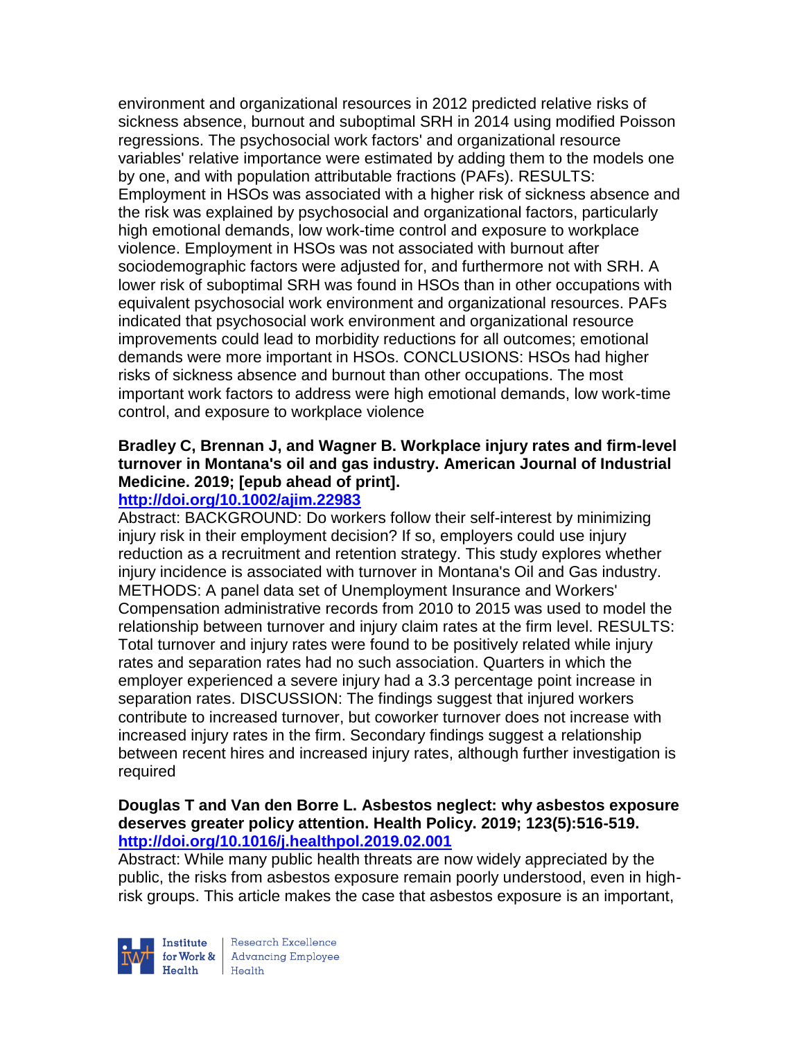environment and organizational resources in 2012 predicted relative risks of sickness absence, burnout and suboptimal SRH in 2014 using modified Poisson regressions. The psychosocial work factors' and organizational resource variables' relative importance were estimated by adding them to the models one by one, and with population attributable fractions (PAFs). RESULTS: Employment in HSOs was associated with a higher risk of sickness absence and the risk was explained by psychosocial and organizational factors, particularly high emotional demands, low work-time control and exposure to workplace violence. Employment in HSOs was not associated with burnout after sociodemographic factors were adjusted for, and furthermore not with SRH. A lower risk of suboptimal SRH was found in HSOs than in other occupations with equivalent psychosocial work environment and organizational resources. PAFs indicated that psychosocial work environment and organizational resource improvements could lead to morbidity reductions for all outcomes; emotional demands were more important in HSOs. CONCLUSIONS: HSOs had higher risks of sickness absence and burnout than other occupations. The most important work factors to address were high emotional demands, low work-time control, and exposure to workplace violence

**Bradley C, Brennan J, and Wagner B. Workplace injury rates and firm-level turnover in Montana's oil and gas industry. American Journal of Industrial Medicine. 2019; [epub ahead of print].**
**http://doi.org/10.1002/ajim.22983**
Abstract: BACKGROUND: Do workers follow their self-interest by minimizing injury risk in their employment decision? If so, employers could use injury reduction as a recruitment and retention strategy. This study explores whether injury incidence is associated with turnover in Montana's Oil and Gas industry. METHODS: A panel data set of Unemployment Insurance and Workers' Compensation administrative records from 2010 to 2015 was used to model the relationship between turnover and injury claim rates at the firm level. RESULTS: Total turnover and injury rates were found to be positively related while injury rates and separation rates had no such association. Quarters in which the employer experienced a severe injury had a 3.3 percentage point increase in separation rates. DISCUSSION: The findings suggest that injured workers contribute to increased turnover, but coworker turnover does not increase with increased injury rates in the firm. Secondary findings suggest a relationship between recent hires and increased injury rates, although further investigation is required

**Douglas T and Van den Borre L. Asbestos neglect: why asbestos exposure deserves greater policy attention. Health Policy. 2019; 123(5):516-519.**
**http://doi.org/10.1016/j.healthpol.2019.02.001**
Abstract: While many public health threats are now widely appreciated by the public, the risks from asbestos exposure remain poorly understood, even in high-risk groups. This article makes the case that asbestos exposure is an important,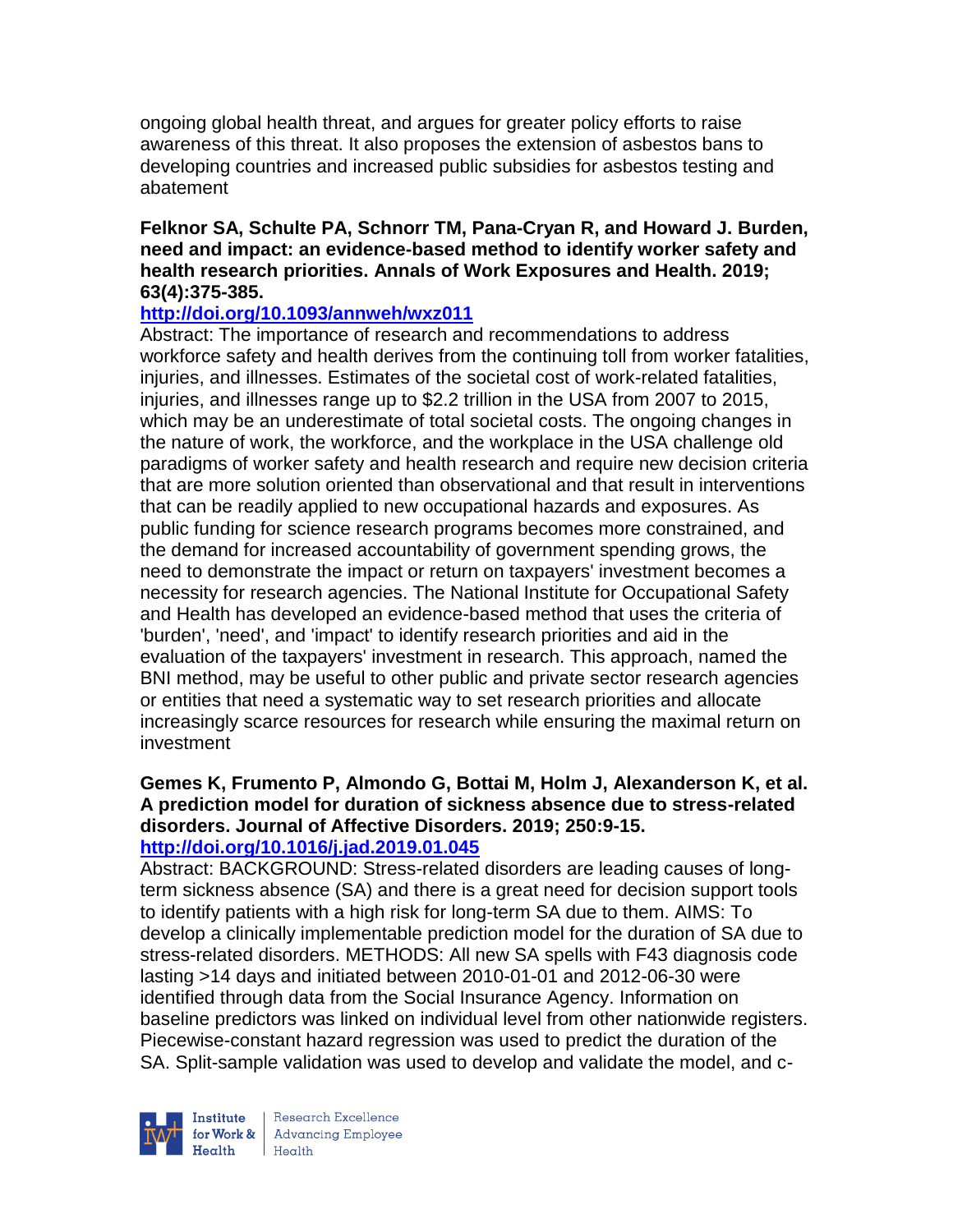ongoing global health threat, and argues for greater policy efforts to raise awareness of this threat. It also proposes the extension of asbestos bans to developing countries and increased public subsidies for asbestos testing and abatement

**Felknor SA, Schulte PA, Schnorr TM, Pana-Cryan R, and Howard J. Burden, need and impact: an evidence-based method to identify worker safety and health research priorities. Annals of Work Exposures and Health. 2019; 63(4):375-385.**

**http://doi.org/10.1093/annweh/wxz011**

Abstract: The importance of research and recommendations to address workforce safety and health derives from the continuing toll from worker fatalities, injuries, and illnesses. Estimates of the societal cost of work-related fatalities, injuries, and illnesses range up to $2.2 trillion in the USA from 2007 to 2015, which may be an underestimate of total societal costs. The ongoing changes in the nature of work, the workforce, and the workplace in the USA challenge old paradigms of worker safety and health research and require new decision criteria that are more solution oriented than observational and that result in interventions that can be readily applied to new occupational hazards and exposures. As public funding for science research programs becomes more constrained, and the demand for increased accountability of government spending grows, the need to demonstrate the impact or return on taxpayers' investment becomes a necessity for research agencies. The National Institute for Occupational Safety and Health has developed an evidence-based method that uses the criteria of 'burden', 'need', and 'impact' to identify research priorities and aid in the evaluation of the taxpayers' investment in research. This approach, named the BNI method, may be useful to other public and private sector research agencies or entities that need a systematic way to set research priorities and allocate increasingly scarce resources for research while ensuring the maximal return on investment

**Gemes K, Frumento P, Almondo G, Bottai M, Holm J, Alexanderson K, et al. A prediction model for duration of sickness absence due to stress-related disorders. Journal of Affective Disorders. 2019; 250:9-15.**

**http://doi.org/10.1016/j.jad.2019.01.045**

Abstract: BACKGROUND: Stress-related disorders are leading causes of long-term sickness absence (SA) and there is a great need for decision support tools to identify patients with a high risk for long-term SA due to them. AIMS: To develop a clinically implementable prediction model for the duration of SA due to stress-related disorders. METHODS: All new SA spells with F43 diagnosis code lasting >14 days and initiated between 2010-01-01 and 2012-06-30 were identified through data from the Social Insurance Agency. Information on baseline predictors was linked on individual level from other nationwide registers. Piecewise-constant hazard regression was used to predict the duration of the SA. Split-sample validation was used to develop and validate the model, and c-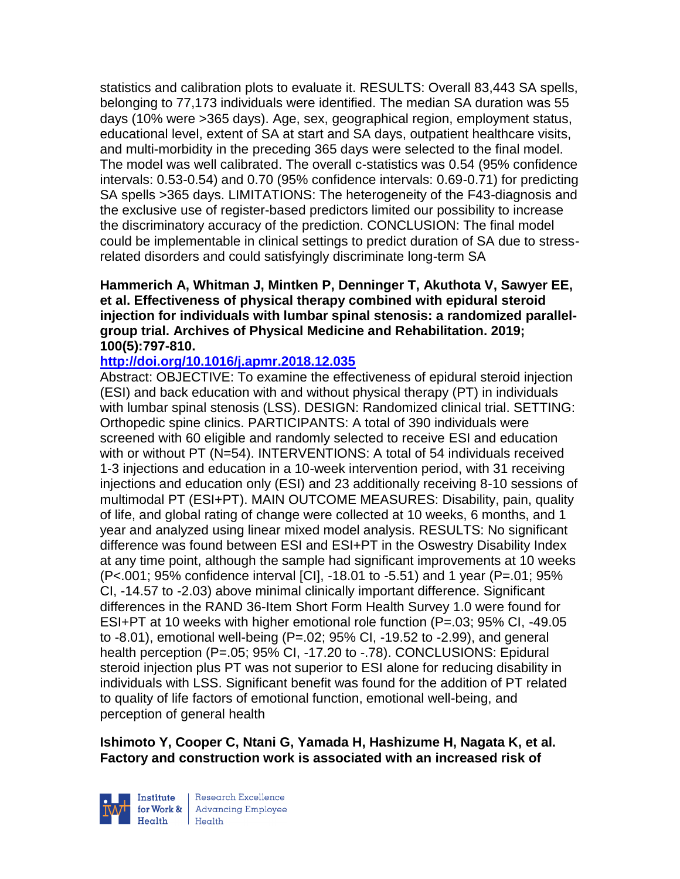statistics and calibration plots to evaluate it. RESULTS: Overall 83,443 SA spells, belonging to 77,173 individuals were identified. The median SA duration was 55 days (10% were >365 days). Age, sex, geographical region, employment status, educational level, extent of SA at start and SA days, outpatient healthcare visits, and multi-morbidity in the preceding 365 days were selected to the final model. The model was well calibrated. The overall c-statistics was 0.54 (95% confidence intervals: 0.53-0.54) and 0.70 (95% confidence intervals: 0.69-0.71) for predicting SA spells >365 days. LIMITATIONS: The heterogeneity of the F43-diagnosis and the exclusive use of register-based predictors limited our possibility to increase the discriminatory accuracy of the prediction. CONCLUSION: The final model could be implementable in clinical settings to predict duration of SA due to stress-related disorders and could satisfyingly discriminate long-term SA

**Hammerich A, Whitman J, Mintken P, Denninger T, Akuthota V, Sawyer EE, et al. Effectiveness of physical therapy combined with epidural steroid injection for individuals with lumbar spinal stenosis: a randomized parallel-group trial. Archives of Physical Medicine and Rehabilitation. 2019; 100(5):797-810.**

**http://doi.org/10.1016/j.apmr.2018.12.035**

Abstract: OBJECTIVE: To examine the effectiveness of epidural steroid injection (ESI) and back education with and without physical therapy (PT) in individuals with lumbar spinal stenosis (LSS). DESIGN: Randomized clinical trial. SETTING: Orthopedic spine clinics. PARTICIPANTS: A total of 390 individuals were screened with 60 eligible and randomly selected to receive ESI and education with or without PT (N=54). INTERVENTIONS: A total of 54 individuals received 1-3 injections and education in a 10-week intervention period, with 31 receiving injections and education only (ESI) and 23 additionally receiving 8-10 sessions of multimodal PT (ESI+PT). MAIN OUTCOME MEASURES: Disability, pain, quality of life, and global rating of change were collected at 10 weeks, 6 months, and 1 year and analyzed using linear mixed model analysis. RESULTS: No significant difference was found between ESI and ESI+PT in the Oswestry Disability Index at any time point, although the sample had significant improvements at 10 weeks (P<.001; 95% confidence interval [CI], -18.01 to -5.51) and 1 year (P=.01; 95% CI, -14.57 to -2.03) above minimal clinically important difference. Significant differences in the RAND 36-Item Short Form Health Survey 1.0 were found for ESI+PT at 10 weeks with higher emotional role function (P=.03; 95% CI, -49.05 to -8.01), emotional well-being (P=.02; 95% CI, -19.52 to -2.99), and general health perception (P=.05; 95% CI, -17.20 to -.78). CONCLUSIONS: Epidural steroid injection plus PT was not superior to ESI alone for reducing disability in individuals with LSS. Significant benefit was found for the addition of PT related to quality of life factors of emotional function, emotional well-being, and perception of general health

**Ishimoto Y, Cooper C, Ntani G, Yamada H, Hashizume H, Nagata K, et al. Factory and construction work is associated with an increased risk of**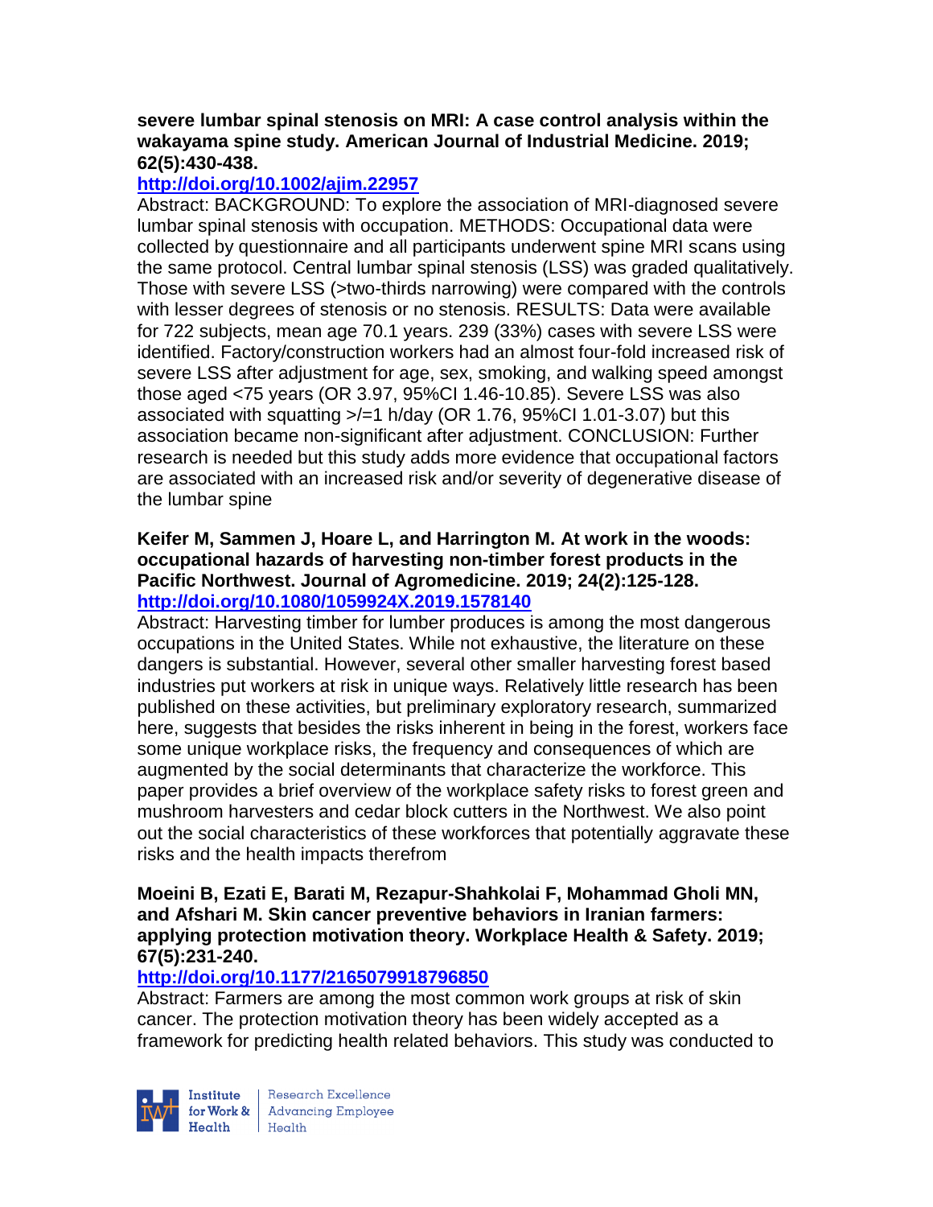**severe lumbar spinal stenosis on MRI: A case control analysis within the wakayama spine study. American Journal of Industrial Medicine. 2019; 62(5):430-438.**

**http://doi.org/10.1002/ajim.22957**

Abstract: BACKGROUND: To explore the association of MRI-diagnosed severe lumbar spinal stenosis with occupation. METHODS: Occupational data were collected by questionnaire and all participants underwent spine MRI scans using the same protocol. Central lumbar spinal stenosis (LSS) was graded qualitatively. Those with severe LSS (>two-thirds narrowing) were compared with the controls with lesser degrees of stenosis or no stenosis. RESULTS: Data were available for 722 subjects, mean age 70.1 years. 239 (33%) cases with severe LSS were identified. Factory/construction workers had an almost four-fold increased risk of severe LSS after adjustment for age, sex, smoking, and walking speed amongst those aged <75 years (OR 3.97, 95%CI 1.46-10.85). Severe LSS was also associated with squatting >/=1 h/day (OR 1.76, 95%CI 1.01-3.07) but this association became non-significant after adjustment. CONCLUSION: Further research is needed but this study adds more evidence that occupational factors are associated with an increased risk and/or severity of degenerative disease of the lumbar spine

**Keifer M, Sammen J, Hoare L, and Harrington M. At work in the woods: occupational hazards of harvesting non-timber forest products in the Pacific Northwest. Journal of Agromedicine. 2019; 24(2):125-128.**

**http://doi.org/10.1080/1059924X.2019.1578140**

Abstract: Harvesting timber for lumber produces is among the most dangerous occupations in the United States. While not exhaustive, the literature on these dangers is substantial. However, several other smaller harvesting forest based industries put workers at risk in unique ways. Relatively little research has been published on these activities, but preliminary exploratory research, summarized here, suggests that besides the risks inherent in being in the forest, workers face some unique workplace risks, the frequency and consequences of which are augmented by the social determinants that characterize the workforce. This paper provides a brief overview of the workplace safety risks to forest green and mushroom harvesters and cedar block cutters in the Northwest. We also point out the social characteristics of these workforces that potentially aggravate these risks and the health impacts therefrom

**Moeini B, Ezati E, Barati M, Rezapur-Shahkolai F, Mohammad Gholi MN, and Afshari M. Skin cancer preventive behaviors in Iranian farmers: applying protection motivation theory. Workplace Health & Safety. 2019; 67(5):231-240.**

**http://doi.org/10.1177/2165079918796850**

Abstract: Farmers are among the most common work groups at risk of skin cancer. The protection motivation theory has been widely accepted as a framework for predicting health related behaviors. This study was conducted to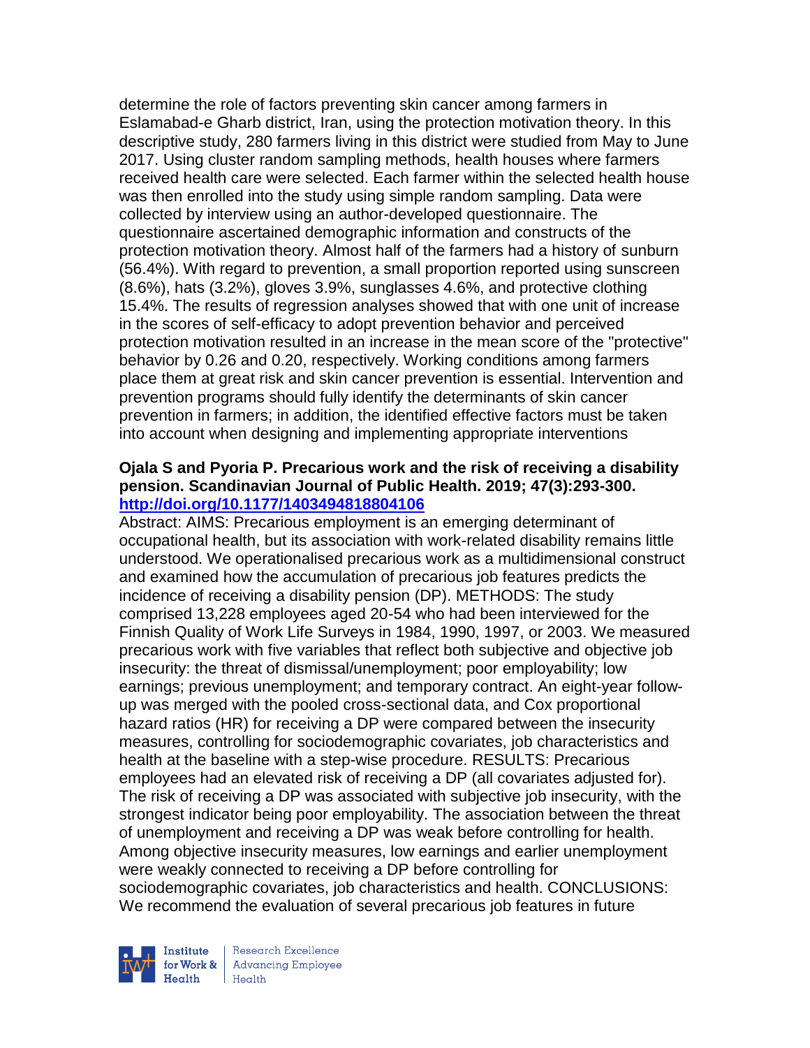determine the role of factors preventing skin cancer among farmers in Eslamabad-e Gharb district, Iran, using the protection motivation theory. In this descriptive study, 280 farmers living in this district were studied from May to June 2017. Using cluster random sampling methods, health houses where farmers received health care were selected. Each farmer within the selected health house was then enrolled into the study using simple random sampling. Data were collected by interview using an author-developed questionnaire. The questionnaire ascertained demographic information and constructs of the protection motivation theory. Almost half of the farmers had a history of sunburn (56.4%). With regard to prevention, a small proportion reported using sunscreen (8.6%), hats (3.2%), gloves 3.9%, sunglasses 4.6%, and protective clothing 15.4%. The results of regression analyses showed that with one unit of increase in the scores of self-efficacy to adopt prevention behavior and perceived protection motivation resulted in an increase in the mean score of the "protective" behavior by 0.26 and 0.20, respectively. Working conditions among farmers place them at great risk and skin cancer prevention is essential. Intervention and prevention programs should fully identify the determinants of skin cancer prevention in farmers; in addition, the identified effective factors must be taken into account when designing and implementing appropriate interventions

**Ojala S and Pyoria P. Precarious work and the risk of receiving a disability pension. Scandinavian Journal of Public Health. 2019; 47(3):293-300. http://doi.org/10.1177/1403494818804106**

Abstract: AIMS: Precarious employment is an emerging determinant of occupational health, but its association with work-related disability remains little understood. We operationalised precarious work as a multidimensional construct and examined how the accumulation of precarious job features predicts the incidence of receiving a disability pension (DP). METHODS: The study comprised 13,228 employees aged 20-54 who had been interviewed for the Finnish Quality of Work Life Surveys in 1984, 1990, 1997, or 2003. We measured precarious work with five variables that reflect both subjective and objective job insecurity: the threat of dismissal/unemployment; poor employability; low earnings; previous unemployment; and temporary contract. An eight-year follow-up was merged with the pooled cross-sectional data, and Cox proportional hazard ratios (HR) for receiving a DP were compared between the insecurity measures, controlling for sociodemographic covariates, job characteristics and health at the baseline with a step-wise procedure. RESULTS: Precarious employees had an elevated risk of receiving a DP (all covariates adjusted for). The risk of receiving a DP was associated with subjective job insecurity, with the strongest indicator being poor employability. The association between the threat of unemployment and receiving a DP was weak before controlling for health. Among objective insecurity measures, low earnings and earlier unemployment were weakly connected to receiving a DP before controlling for sociodemographic covariates, job characteristics and health. CONCLUSIONS: We recommend the evaluation of several precarious job features in future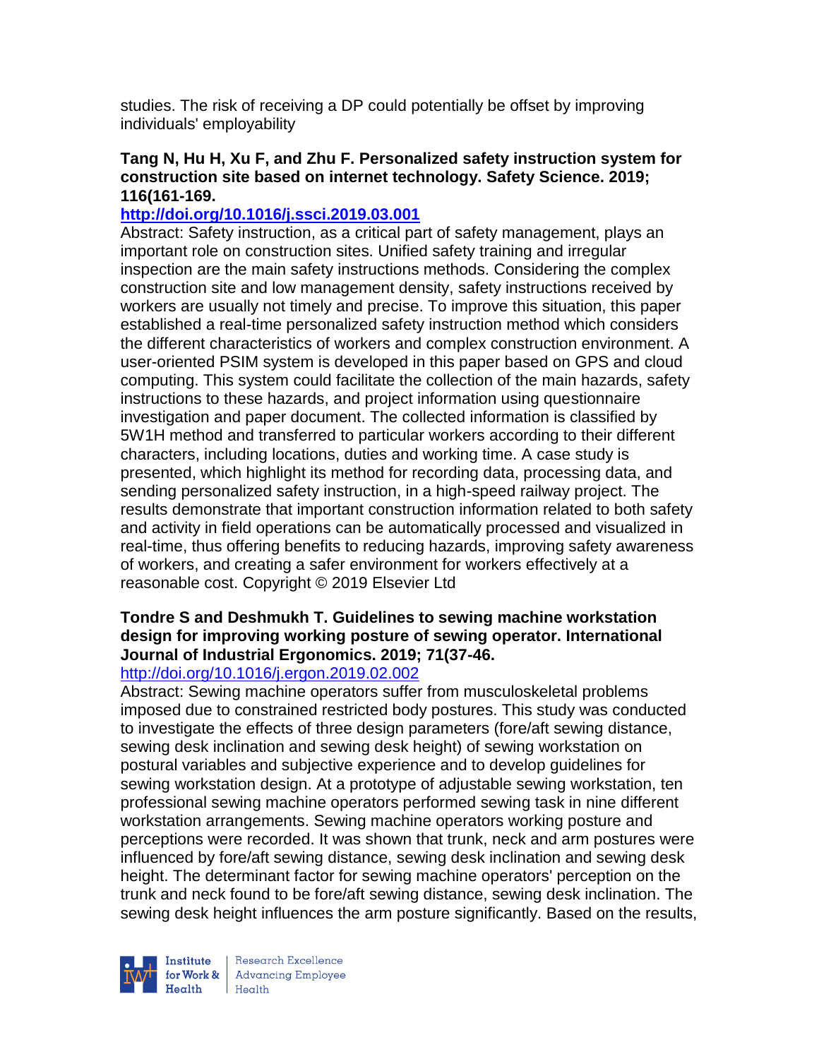studies. The risk of receiving a DP could potentially be offset by improving individuals' employability

**Tang N, Hu H, Xu F, and Zhu F. Personalized safety instruction system for construction site based on internet technology. Safety Science. 2019; 116(161-169.**

**http://doi.org/10.1016/j.ssci.2019.03.001**

Abstract: Safety instruction, as a critical part of safety management, plays an important role on construction sites. Unified safety training and irregular inspection are the main safety instructions methods. Considering the complex construction site and low management density, safety instructions received by workers are usually not timely and precise. To improve this situation, this paper established a real-time personalized safety instruction method which considers the different characteristics of workers and complex construction environment. A user-oriented PSIM system is developed in this paper based on GPS and cloud computing. This system could facilitate the collection of the main hazards, safety instructions to these hazards, and project information using questionnaire investigation and paper document. The collected information is classified by 5W1H method and transferred to particular workers according to their different characters, including locations, duties and working time. A case study is presented, which highlight its method for recording data, processing data, and sending personalized safety instruction, in a high-speed railway project. The results demonstrate that important construction information related to both safety and activity in field operations can be automatically processed and visualized in real-time, thus offering benefits to reducing hazards, improving safety awareness of workers, and creating a safer environment for workers effectively at a reasonable cost. Copyright © 2019 Elsevier Ltd

**Tondre S and Deshmukh T. Guidelines to sewing machine workstation design for improving working posture of sewing operator. International Journal of Industrial Ergonomics. 2019; 71(37-46.**

http://doi.org/10.1016/j.ergon.2019.02.002

Abstract: Sewing machine operators suffer from musculoskeletal problems imposed due to constrained restricted body postures. This study was conducted to investigate the effects of three design parameters (fore/aft sewing distance, sewing desk inclination and sewing desk height) of sewing workstation on postural variables and subjective experience and to develop guidelines for sewing workstation design. At a prototype of adjustable sewing workstation, ten professional sewing machine operators performed sewing task in nine different workstation arrangements. Sewing machine operators working posture and perceptions were recorded. It was shown that trunk, neck and arm postures were influenced by fore/aft sewing distance, sewing desk inclination and sewing desk height. The determinant factor for sewing machine operators' perception on the trunk and neck found to be fore/aft sewing distance, sewing desk inclination. The sewing desk height influences the arm posture significantly. Based on the results,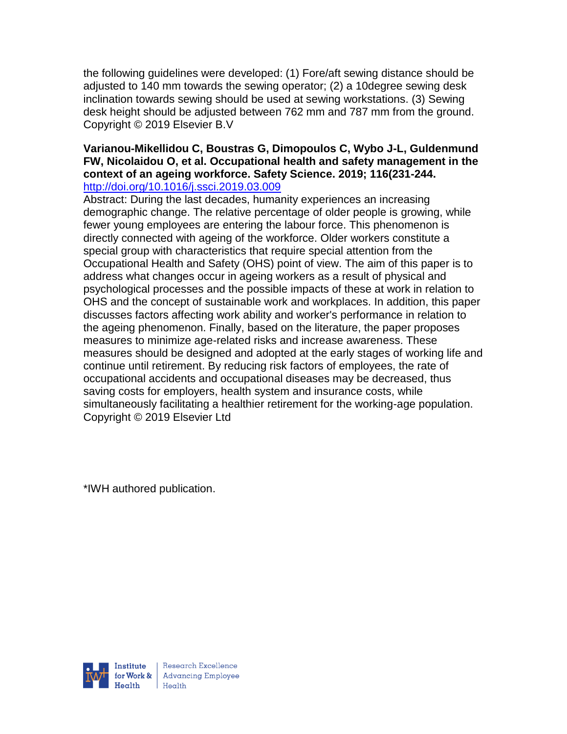the following guidelines were developed: (1) Fore/aft sewing distance should be adjusted to 140 mm towards the sewing operator; (2) a 10degree sewing desk inclination towards sewing should be used at sewing workstations. (3) Sewing desk height should be adjusted between 762 mm and 787 mm from the ground. Copyright © 2019 Elsevier B.V

**Varianou-Mikellidou C, Boustras G, Dimopoulos C, Wybo J-L, Guldenmund FW, Nicolaidou O, et al. Occupational health and safety management in the context of an ageing workforce. Safety Science. 2019; 116(231-244.**
http://doi.org/10.1016/j.ssci.2019.03.009

Abstract: During the last decades, humanity experiences an increasing demographic change. The relative percentage of older people is growing, while fewer young employees are entering the labour force. This phenomenon is directly connected with ageing of the workforce. Older workers constitute a special group with characteristics that require special attention from the Occupational Health and Safety (OHS) point of view. The aim of this paper is to address what changes occur in ageing workers as a result of physical and psychological processes and the possible impacts of these at work in relation to OHS and the concept of sustainable work and workplaces. In addition, this paper discusses factors affecting work ability and worker's performance in relation to the ageing phenomenon. Finally, based on the literature, the paper proposes measures to minimize age-related risks and increase awareness. These measures should be designed and adopted at the early stages of working life and continue until retirement. By reducing risk factors of employees, the rate of occupational accidents and occupational diseases may be decreased, thus saving costs for employers, health system and insurance costs, while simultaneously facilitating a healthier retirement for the working-age population. Copyright © 2019 Elsevier Ltd

*IWH authored publication.